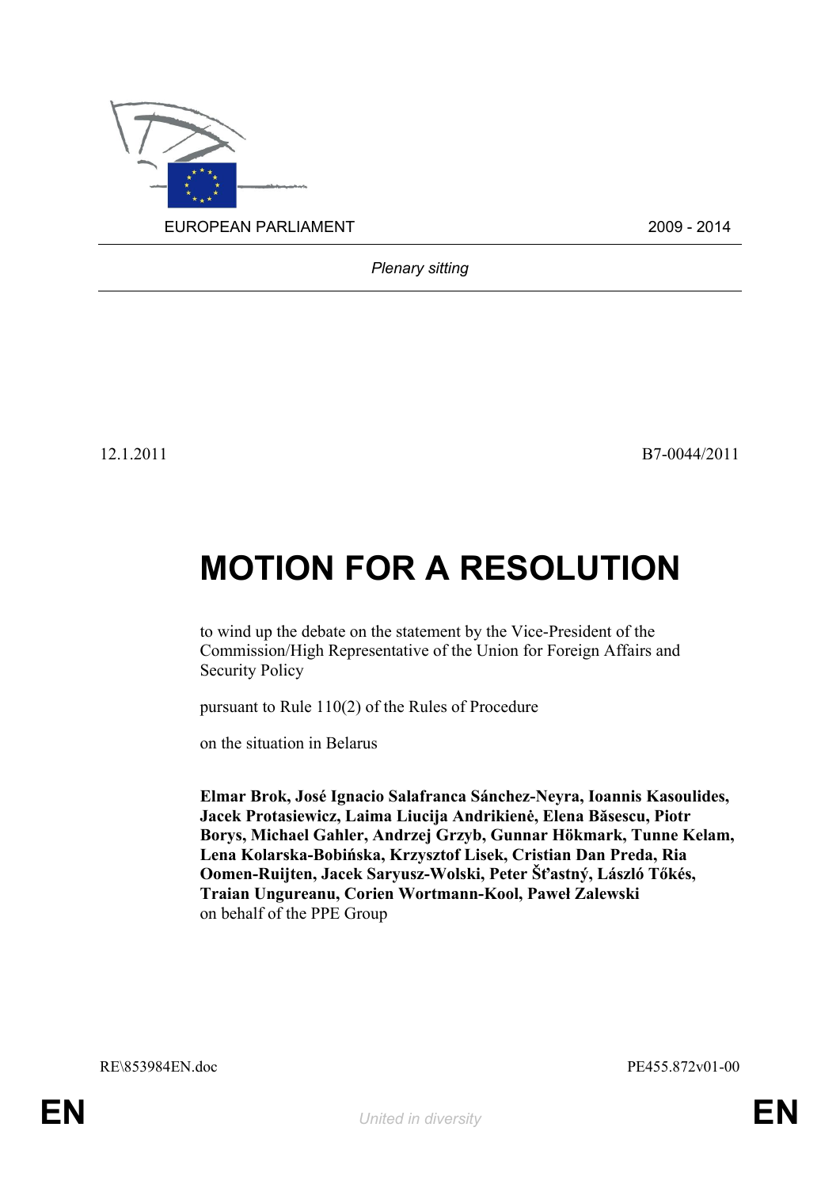EUROPEAN PARLIAMENT 2009 - 2014

*Plenary sitting*

12.1.2011 B7-0044/2011

# MOTION FOR A RESOLUTION

to wind up the debate on the statement by the Vice-President of the Commission/High Representative of the Union for Foreign Affairs and Security Policy

pursuant to Rule 110(2) of the Rules of Procedure

on the situation in Belarus

**Elmar Brok, José Ignacio Salafranca Sánchez-Neyra, Ioannis Kasoulides, Jacek Protasiewicz, Laima Liucija Andrikienė, Elena Băsescu, Piotr Borys, Michael Gahler, Andrzej Grzyb, Gunnar Hökmark, Tunne Kelam, Lena Kolarska-Bobińska, Krzysztof Lisek, Cristian Dan Preda, Ria Oomen-Ruijten, Jacek Saryusz-Wolski, Peter Šťastný, László Tőkés, Traian Ungureanu, Corien Wortmann-Kool, Paweł Zalewski**
on behalf of the PPE Group

RE\853984EN.doc PE455.872v01-00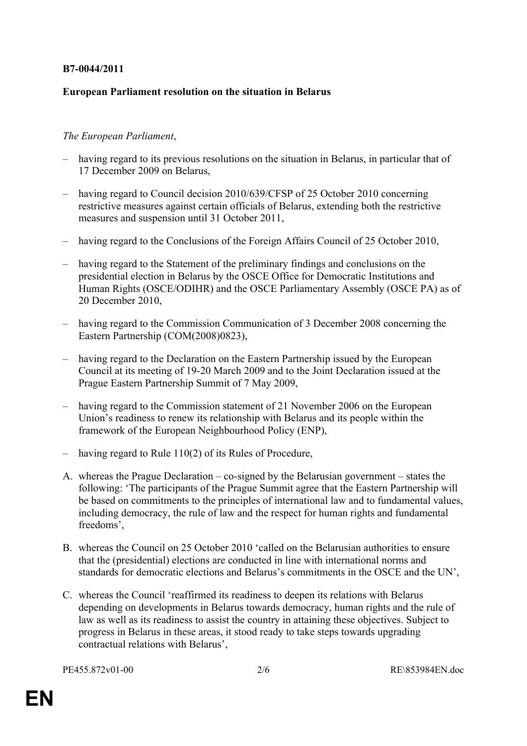**B7-0044/2011**

**European Parliament resolution on the situation in Belarus**

*The European Parliament*,

- having regard to its previous resolutions on the situation in Belarus, in particular that of 17 December 2009 on Belarus,
- having regard to Council decision 2010/639/CFSP of 25 October 2010 concerning restrictive measures against certain officials of Belarus, extending both the restrictive measures and suspension until 31 October 2011,
- having regard to the Conclusions of the Foreign Affairs Council of 25 October 2010,
- having regard to the Statement of the preliminary findings and conclusions on the presidential election in Belarus by the OSCE Office for Democratic Institutions and Human Rights (OSCE/ODIHR) and the OSCE Parliamentary Assembly (OSCE PA) as of 20 December 2010,
- having regard to the Commission Communication of 3 December 2008 concerning the Eastern Partnership (COM(2008)0823),
- having regard to the Declaration on the Eastern Partnership issued by the European Council at its meeting of 19-20 March 2009 and to the Joint Declaration issued at the Prague Eastern Partnership Summit of 7 May 2009,
- having regard to the Commission statement of 21 November 2006 on the European Union's readiness to renew its relationship with Belarus and its people within the framework of the European Neighbourhood Policy (ENP),
- having regard to Rule 110(2) of its Rules of Procedure,

A. whereas the Prague Declaration – co-signed by the Belarusian government – states the following: 'The participants of the Prague Summit agree that the Eastern Partnership will be based on commitments to the principles of international law and to fundamental values, including democracy, the rule of law and the respect for human rights and fundamental freedoms',

B. whereas the Council on 25 October 2010 'called on the Belarusian authorities to ensure that the (presidential) elections are conducted in line with international norms and standards for democratic elections and Belarus's commitments in the OSCE and the UN',

C. whereas the Council 'reaffirmed its readiness to deepen its relations with Belarus depending on developments in Belarus towards democracy, human rights and the rule of law as well as its readiness to assist the country in attaining these objectives. Subject to progress in Belarus in these areas, it stood ready to take steps towards upgrading contractual relations with Belarus',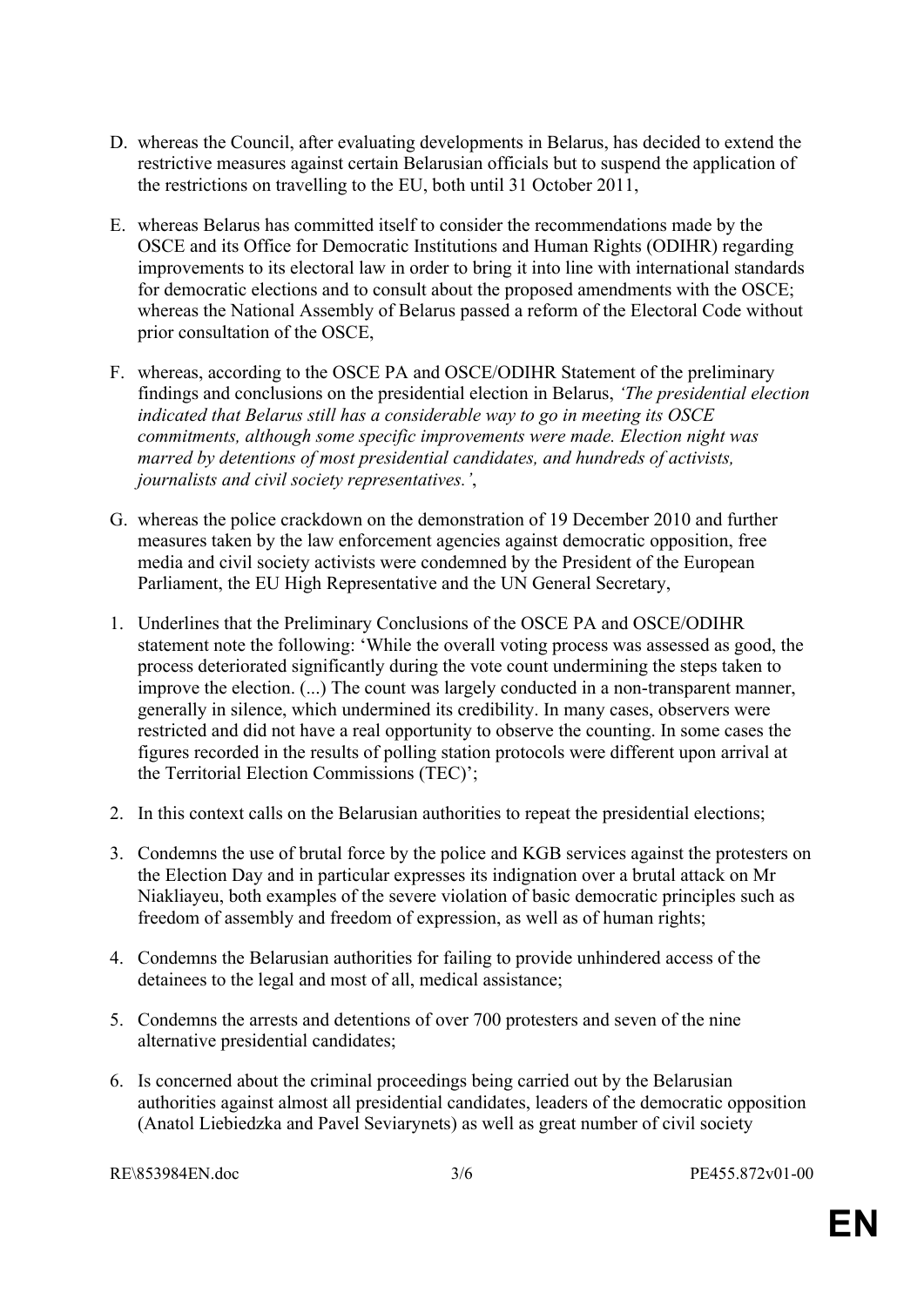D. whereas the Council, after evaluating developments in Belarus, has decided to extend the restrictive measures against certain Belarusian officials but to suspend the application of the restrictions on travelling to the EU, both until 31 October 2011,

E. whereas Belarus has committed itself to consider the recommendations made by the OSCE and its Office for Democratic Institutions and Human Rights (ODIHR) regarding improvements to its electoral law in order to bring it into line with international standards for democratic elections and to consult about the proposed amendments with the OSCE; whereas the National Assembly of Belarus passed a reform of the Electoral Code without prior consultation of the OSCE,

F. whereas, according to the OSCE PA and OSCE/ODIHR Statement of the preliminary findings and conclusions on the presidential election in Belarus, *'The presidential election indicated that Belarus still has a considerable way to go in meeting its OSCE commitments, although some specific improvements were made. Election night was marred by detentions of most presidential candidates, and hundreds of activists, journalists and civil society representatives.'*,

G. whereas the police crackdown on the demonstration of 19 December 2010 and further measures taken by the law enforcement agencies against democratic opposition, free media and civil society activists were condemned by the President of the European Parliament, the EU High Representative and the UN General Secretary,

1. Underlines that the Preliminary Conclusions of the OSCE PA and OSCE/ODIHR statement note the following: 'While the overall voting process was assessed as good, the process deteriorated significantly during the vote count undermining the steps taken to improve the election. (...) The count was largely conducted in a non-transparent manner, generally in silence, which undermined its credibility. In many cases, observers were restricted and did not have a real opportunity to observe the counting. In some cases the figures recorded in the results of polling station protocols were different upon arrival at the Territorial Election Commissions (TEC)';

2. In this context calls on the Belarusian authorities to repeat the presidential elections;

3. Condemns the use of brutal force by the police and KGB services against the protesters on the Election Day and in particular expresses its indignation over a brutal attack on Mr Niakliayeu, both examples of the severe violation of basic democratic principles such as freedom of assembly and freedom of expression, as well as of human rights;

4. Condemns the Belarusian authorities for failing to provide unhindered access of the detainees to the legal and most of all, medical assistance;

5. Condemns the arrests and detentions of over 700 protesters and seven of the nine alternative presidential candidates;

6. Is concerned about the criminal proceedings being carried out by the Belarusian authorities against almost all presidential candidates, leaders of the democratic opposition (Anatol Liebiedzka and Pavel Seviarynets) as well as great number of civil society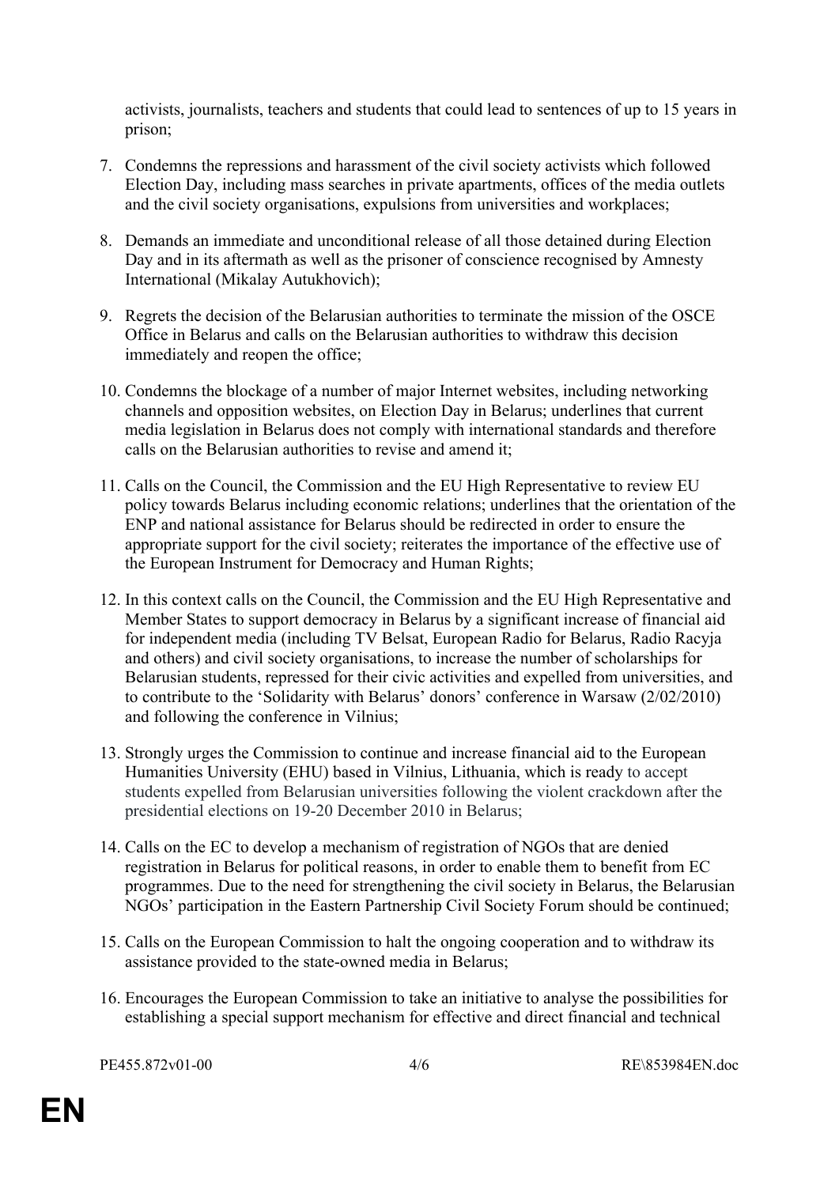activists, journalists, teachers and students that could lead to sentences of up to 15 years in prison;

7. Condemns the repressions and harassment of the civil society activists which followed Election Day, including mass searches in private apartments, offices of the media outlets and the civil society organisations, expulsions from universities and workplaces;

8. Demands an immediate and unconditional release of all those detained during Election Day and in its aftermath as well as the prisoner of conscience recognised by Amnesty International (Mikalay Autukhovich);

9. Regrets the decision of the Belarusian authorities to terminate the mission of the OSCE Office in Belarus and calls on the Belarusian authorities to withdraw this decision immediately and reopen the office;

10. Condemns the blockage of a number of major Internet websites, including networking channels and opposition websites, on Election Day in Belarus; underlines that current media legislation in Belarus does not comply with international standards and therefore calls on the Belarusian authorities to revise and amend it;

11. Calls on the Council, the Commission and the EU High Representative to review EU policy towards Belarus including economic relations; underlines that the orientation of the ENP and national assistance for Belarus should be redirected in order to ensure the appropriate support for the civil society; reiterates the importance of the effective use of the European Instrument for Democracy and Human Rights;

12. In this context calls on the Council, the Commission and the EU High Representative and Member States to support democracy in Belarus by a significant increase of financial aid for independent media (including TV Belsat, European Radio for Belarus, Radio Racyja and others) and civil society organisations, to increase the number of scholarships for Belarusian students, repressed for their civic activities and expelled from universities, and to contribute to the 'Solidarity with Belarus' donors' conference in Warsaw (2/02/2010) and following the conference in Vilnius;

13. Strongly urges the Commission to continue and increase financial aid to the European Humanities University (EHU) based in Vilnius, Lithuania, which is ready to accept students expelled from Belarusian universities following the violent crackdown after the presidential elections on 19-20 December 2010 in Belarus;

14. Calls on the EC to develop a mechanism of registration of NGOs that are denied registration in Belarus for political reasons, in order to enable them to benefit from EC programmes. Due to the need for strengthening the civil society in Belarus, the Belarusian NGOs' participation in the Eastern Partnership Civil Society Forum should be continued;

15. Calls on the European Commission to halt the ongoing cooperation and to withdraw its assistance provided to the state-owned media in Belarus;

16. Encourages the European Commission to take an initiative to analyse the possibilities for establishing a special support mechanism for effective and direct financial and technical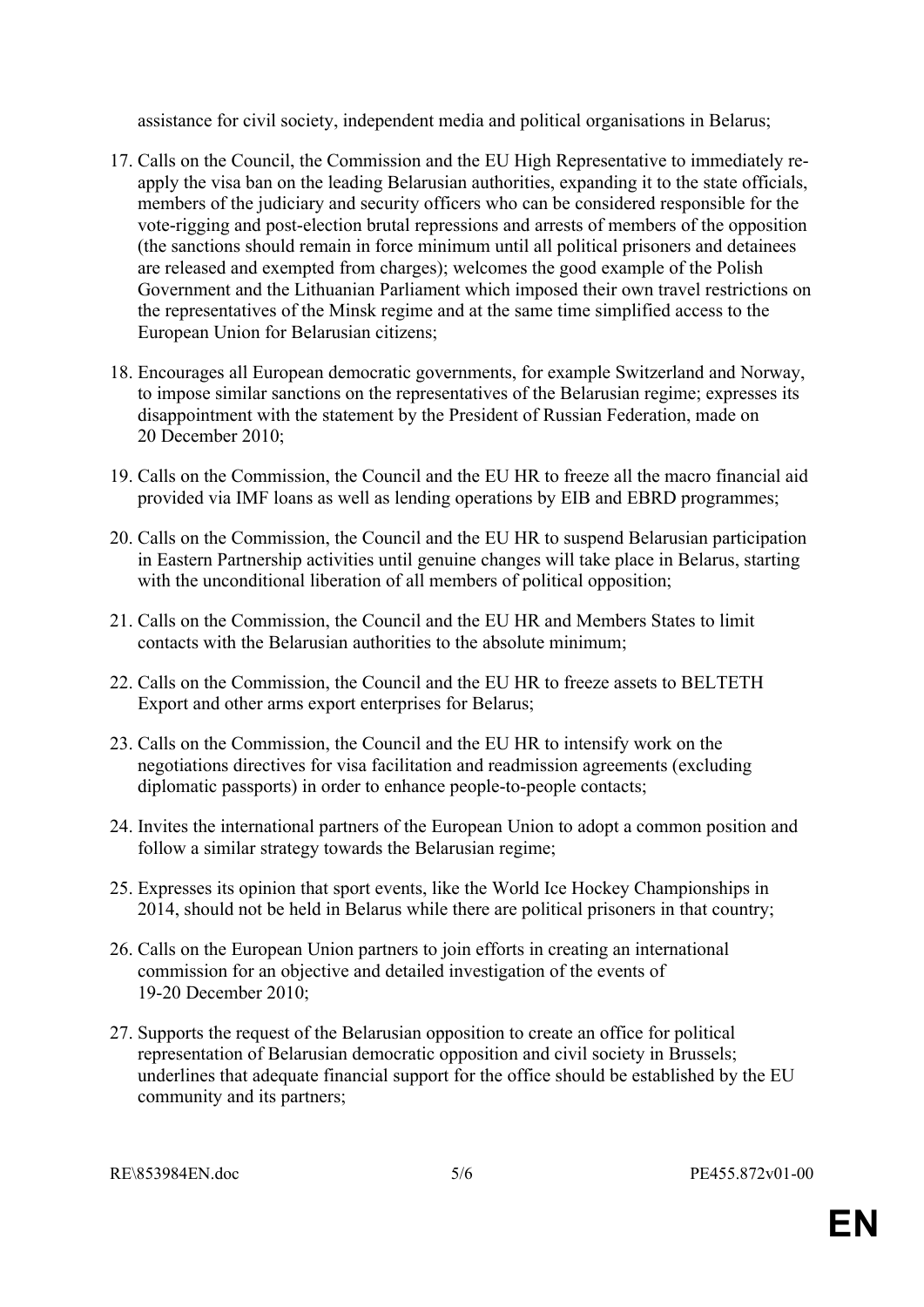assistance for civil society, independent media and political organisations in Belarus;

17. Calls on the Council, the Commission and the EU High Representative to immediately re-apply the visa ban on the leading Belarusian authorities, expanding it to the state officials, members of the judiciary and security officers who can be considered responsible for the vote-rigging and post-election brutal repressions and arrests of members of the opposition (the sanctions should remain in force minimum until all political prisoners and detainees are released and exempted from charges); welcomes the good example of the Polish Government and the Lithuanian Parliament which imposed their own travel restrictions on the representatives of the Minsk regime and at the same time simplified access to the European Union for Belarusian citizens;

18. Encourages all European democratic governments, for example Switzerland and Norway, to impose similar sanctions on the representatives of the Belarusian regime; expresses its disappointment with the statement by the President of Russian Federation, made on 20 December 2010;

19. Calls on the Commission, the Council and the EU HR to freeze all the macro financial aid provided via IMF loans as well as lending operations by EIB and EBRD programmes;

20. Calls on the Commission, the Council and the EU HR to suspend Belarusian participation in Eastern Partnership activities until genuine changes will take place in Belarus, starting with the unconditional liberation of all members of political opposition;

21. Calls on the Commission, the Council and the EU HR and Members States to limit contacts with the Belarusian authorities to the absolute minimum;

22. Calls on the Commission, the Council and the EU HR to freeze assets to BELTETH Export and other arms export enterprises for Belarus;

23. Calls on the Commission, the Council and the EU HR to intensify work on the negotiations directives for visa facilitation and readmission agreements (excluding diplomatic passports) in order to enhance people-to-people contacts;

24. Invites the international partners of the European Union to adopt a common position and follow a similar strategy towards the Belarusian regime;

25. Expresses its opinion that sport events, like the World Ice Hockey Championships in 2014, should not be held in Belarus while there are political prisoners in that country;

26. Calls on the European Union partners to join efforts in creating an international commission for an objective and detailed investigation of the events of 19-20 December 2010;

27. Supports the request of the Belarusian opposition to create an office for political representation of Belarusian democratic opposition and civil society in Brussels; underlines that adequate financial support for the office should be established by the EU community and its partners;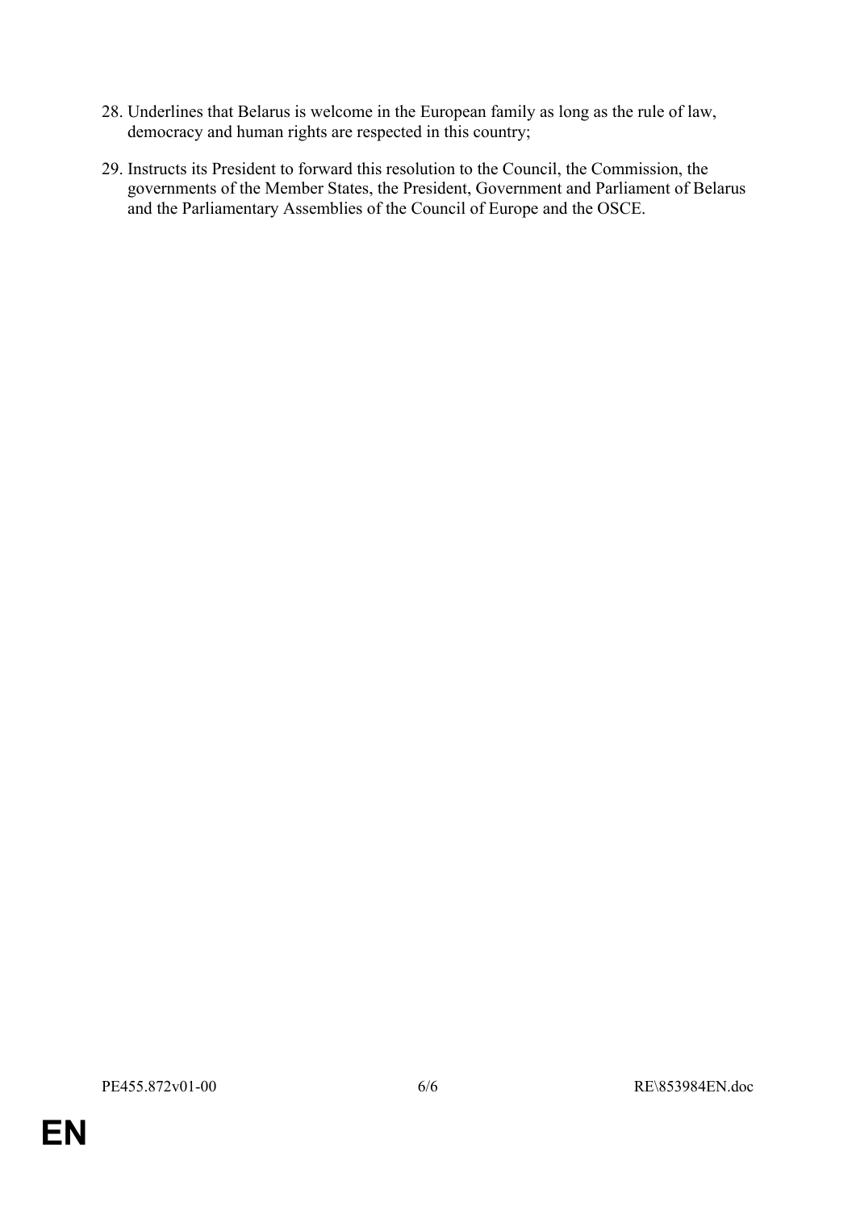28. Underlines that Belarus is welcome in the European family as long as the rule of law, democracy and human rights are respected in this country;

29. Instructs its President to forward this resolution to the Council, the Commission, the governments of the Member States, the President, Government and Parliament of Belarus and the Parliamentary Assemblies of the Council of Europe and the OSCE.